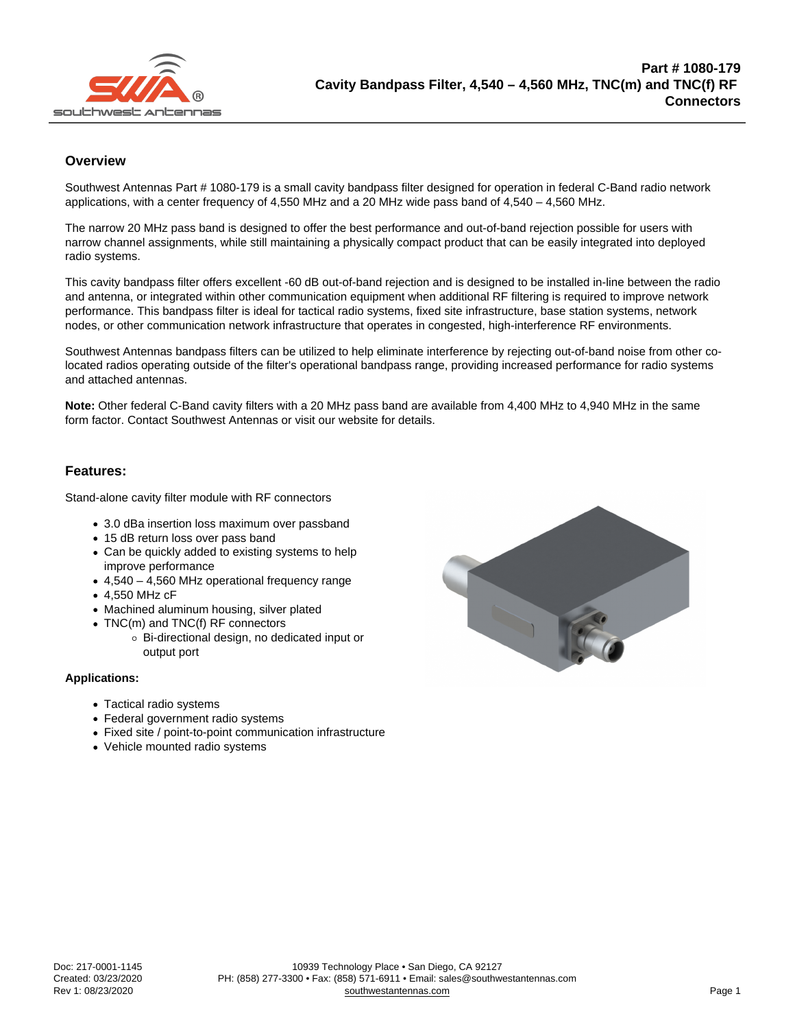# Part # 1080-179
# Cavity Bandpass Filter, 4,540 – 4,560 MHz, TNC(m) and TNC(f) RF Connectors

## Overview

Southwest Antennas Part # 1080-179 is a small cavity bandpass filter designed for operation in federal C-Band radio network applications, with a center frequency of 4,550 MHz and a 20 MHz wide pass band of 4,540 – 4,560 MHz.

The narrow 20 MHz pass band is designed to offer the best performance and out-of-band rejection possible for users with narrow channel assignments, while still maintaining a physically compact product that can be easily integrated into deployed radio systems.

This cavity bandpass filter offers excellent -60 dB out-of-band rejection and is designed to be installed in-line between the radio and antenna, or integrated within other communication equipment when additional RF filtering is required to improve network performance. This bandpass filter is ideal for tactical radio systems, fixed site infrastructure, base station systems, network nodes, or other communication network infrastructure that operates in congested, high-interference RF environments.

Southwest Antennas bandpass filters can be utilized to help eliminate interference by rejecting out-of-band noise from other co-located radios operating outside of the filter's operational bandpass range, providing increased performance for radio systems and attached antennas.

**Note:** Other federal C-Band cavity filters with a 20 MHz pass band are available from 4,400 MHz to 4,940 MHz in the same form factor. Contact Southwest Antennas or visit our website for details.

## Features:

Stand-alone cavity filter module with RF connectors

- 3.0 dBa insertion loss maximum over passband
- 15 dB return loss over pass band
- Can be quickly added to existing systems to help improve performance
- 4,540 – 4,560 MHz operational frequency range
- 4,550 MHz cF
- Machined aluminum housing, silver plated
- TNC(m) and TNC(f) RF connectors
  - Bi-directional design, no dedicated input or output port

### Applications:

- Tactical radio systems
- Federal government radio systems
- Fixed site / point-to-point communication infrastructure
- Vehicle mounted radio systems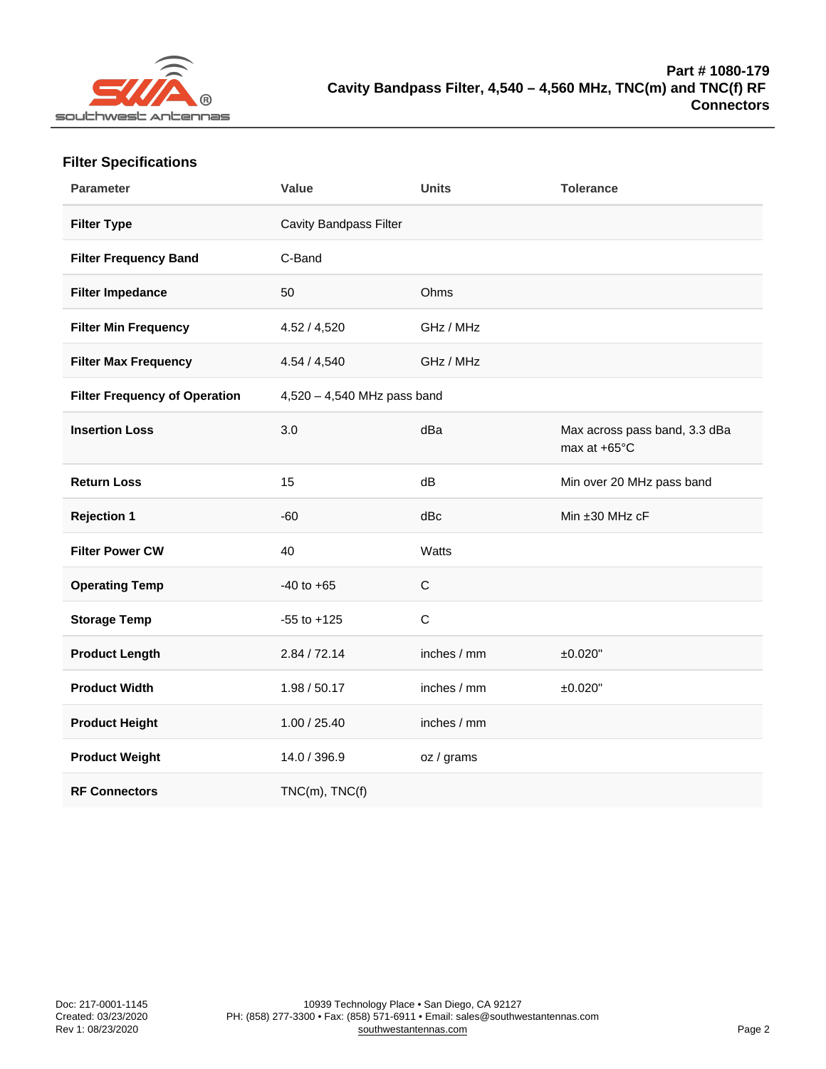## Filter Specifications

| Parameter | Value | Units | Tolerance |
|---|---|---|---|
| **Filter Type** | Cavity Bandpass Filter | | |
| **Filter Frequency Band** | C-Band | | |
| **Filter Impedance** | 50 | Ohms | |
| **Filter Min Frequency** | 4.52 / 4,520 | GHz / MHz | |
| **Filter Max Frequency** | 4.54 / 4,540 | GHz / MHz | |
| **Filter Frequency of Operation** | 4,520 – 4,540 MHz pass band | | |
| **Insertion Loss** | 3.0 | dBa | Max across pass band, 3.3 dBa max at +65°C |
| **Return Loss** | 15 | dB | Min over 20 MHz pass band |
| **Rejection 1** | -60 | dBc | Min ±30 MHz cF |
| **Filter Power CW** | 40 | Watts | |
| **Operating Temp** | -40 to +65 | C | |
| **Storage Temp** | -55 to +125 | C | |
| **Product Length** | 2.84 / 72.14 | inches / mm | ±0.020" |
| **Product Width** | 1.98 / 50.17 | inches / mm | ±0.020" |
| **Product Height** | 1.00 / 25.40 | inches / mm | |
| **Product Weight** | 14.0 / 396.9 | oz / grams | |
| **RF Connectors** | TNC(m), TNC(f) | | |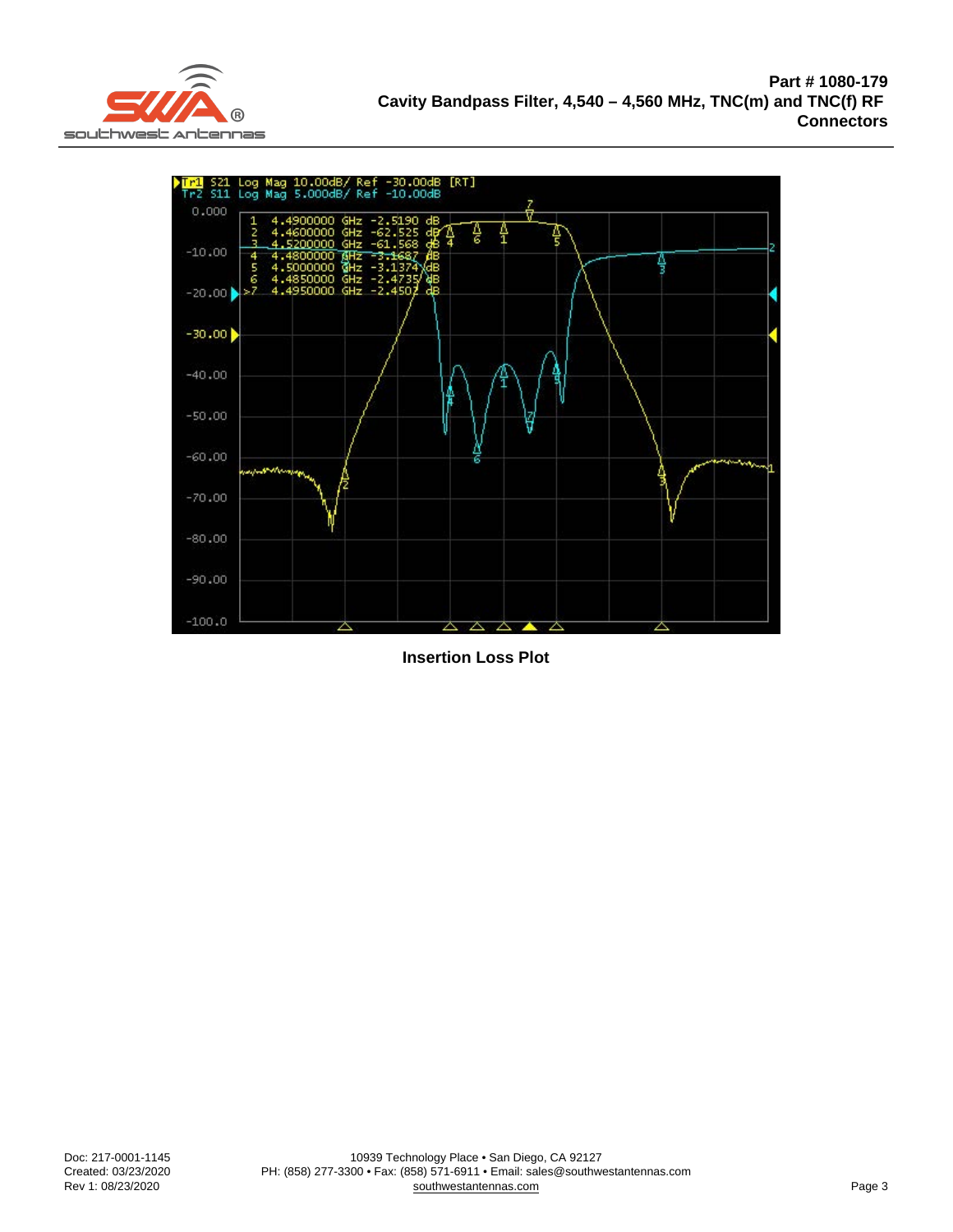**Insertion Loss Plot**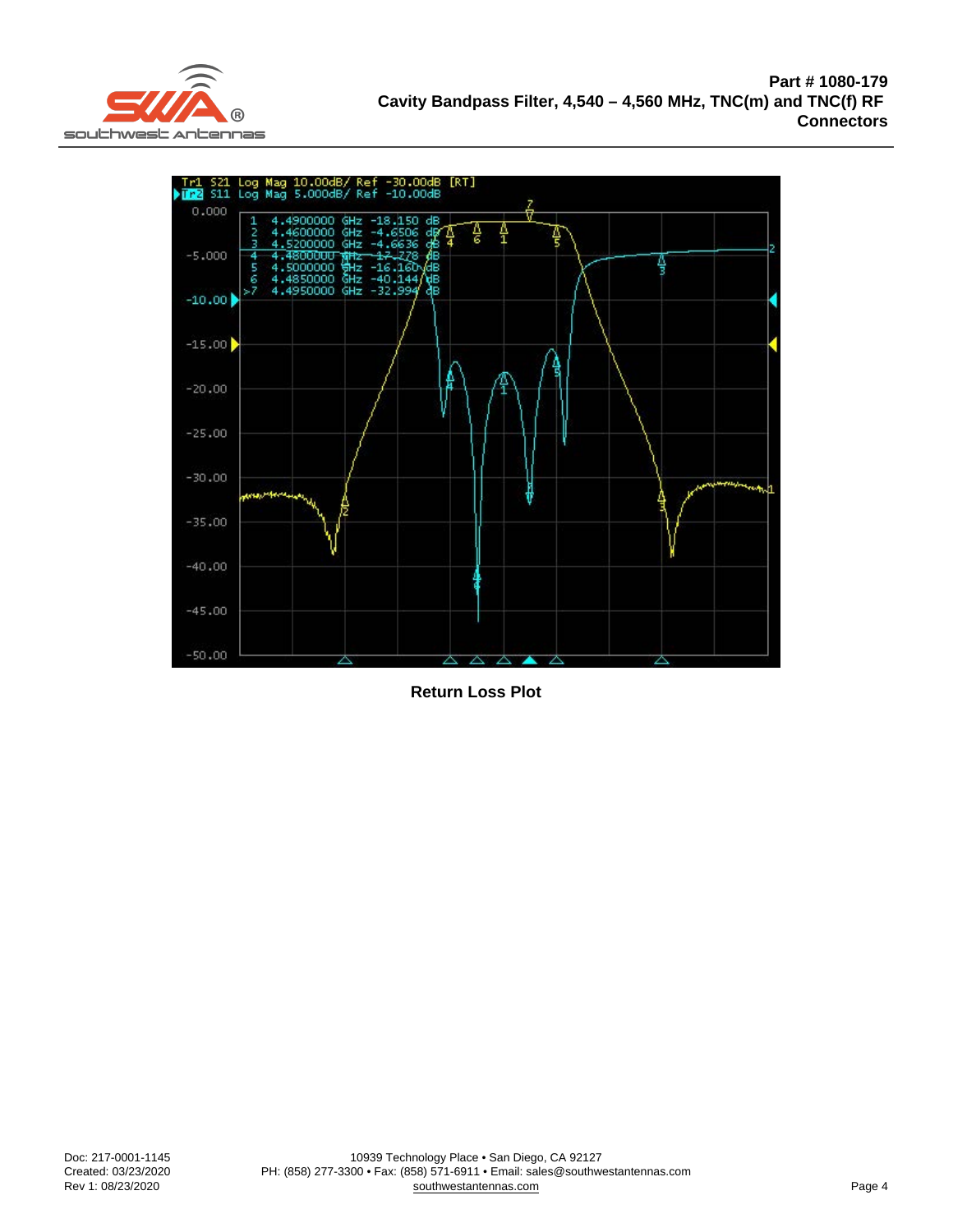Return Loss Plot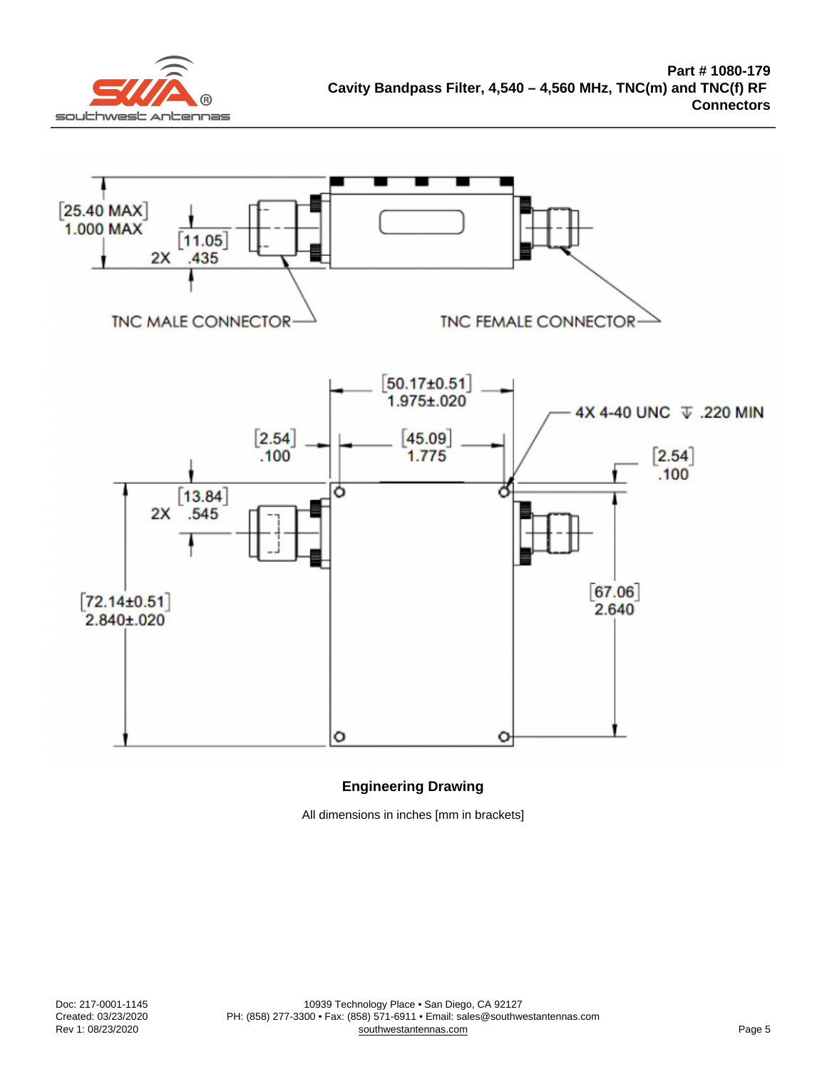**Part # 1080-179**
**Cavity Bandpass Filter, 4,540 – 4,560 MHz, TNC(m) and TNC(f) RF Connectors**

[25.40 MAX]
1.000 MAX

[11.05]
2X .435

TNC MALE CONNECTOR

TNC FEMALE CONNECTOR

[50.17±0.51]
1.975±.020

4X 4-40 UNC ⟂ .220 MIN

[2.54]
.100

[45.09]
1.775

[2.54]
.100

[13.84]
2X .545

[72.14±0.51]
2.840±.020

[67.06]
2.640

**Engineering Drawing**

All dimensions in inches [mm in brackets]

Doc: 217-0001-1145
Created: 03/23/2020
Rev 1: 08/23/2020

10939 Technology Place • San Diego, CA 92127
PH: (858) 277-3300 • Fax: (858) 571-6911 • Email: sales@southwestantennas.com
southwestantennas.com